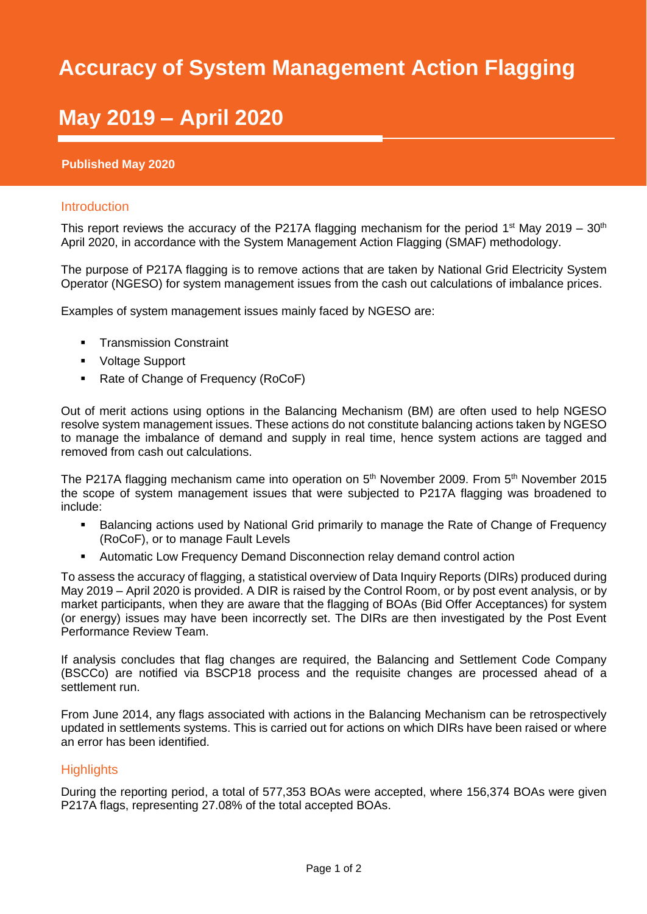# Accuracy of System Management Action Flagging

# May 2019 – April 2020

**Published May 2020**

## Introduction

This report reviews the accuracy of the P217A flagging mechanism for the period 1st May 2019 – 30th April 2020, in accordance with the System Management Action Flagging (SMAF) methodology.

The purpose of P217A flagging is to remove actions that are taken by National Grid Electricity System Operator (NGESO) for system management issues from the cash out calculations of imbalance prices.

Examples of system management issues mainly faced by NGESO are:

- Transmission Constraint
- Voltage Support
- Rate of Change of Frequency (RoCoF)

Out of merit actions using options in the Balancing Mechanism (BM) are often used to help NGESO resolve system management issues. These actions do not constitute balancing actions taken by NGESO to manage the imbalance of demand and supply in real time, hence system actions are tagged and removed from cash out calculations.

The P217A flagging mechanism came into operation on 5th November 2009. From 5th November 2015 the scope of system management issues that were subjected to P217A flagging was broadened to include:

- Balancing actions used by National Grid primarily to manage the Rate of Change of Frequency (RoCoF), or to manage Fault Levels
- Automatic Low Frequency Demand Disconnection relay demand control action

To assess the accuracy of flagging, a statistical overview of Data Inquiry Reports (DIRs) produced during May 2019 – April 2020 is provided. A DIR is raised by the Control Room, or by post event analysis, or by market participants, when they are aware that the flagging of BOAs (Bid Offer Acceptances) for system (or energy) issues may have been incorrectly set. The DIRs are then investigated by the Post Event Performance Review Team.

If analysis concludes that flag changes are required, the Balancing and Settlement Code Company (BSCCo) are notified via BSCP18 process and the requisite changes are processed ahead of a settlement run.

From June 2014, any flags associated with actions in the Balancing Mechanism can be retrospectively updated in settlements systems. This is carried out for actions on which DIRs have been raised or where an error has been identified.

## Highlights

During the reporting period, a total of 577,353 BOAs were accepted, where 156,374 BOAs were given P217A flags, representing 27.08% of the total accepted BOAs.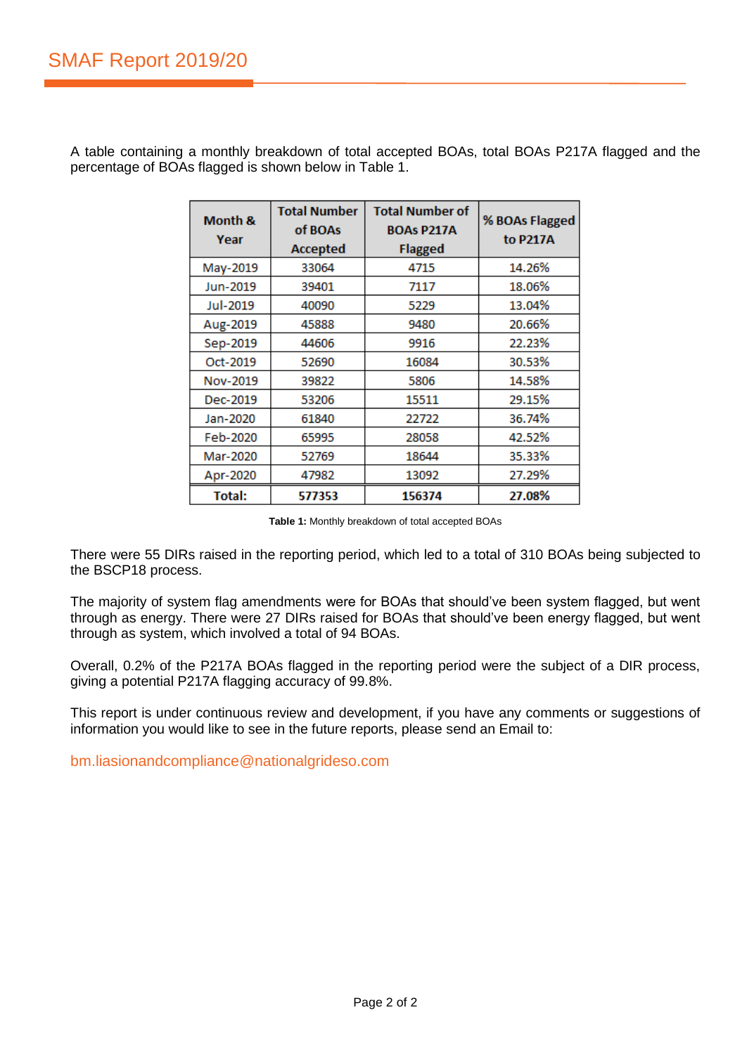A table containing a monthly breakdown of total accepted BOAs, total BOAs P217A flagged and the percentage of BOAs flagged is shown below in Table 1.

| Month & Year | Total Number of BOAs Accepted | Total Number of BOAs P217A Flagged | % BOAs Flagged to P217A |
|---|---|---|---|
| May-2019 | 33064 | 4715 | 14.26% |
| Jun-2019 | 39401 | 7117 | 18.06% |
| Jul-2019 | 40090 | 5229 | 13.04% |
| Aug-2019 | 45888 | 9480 | 20.66% |
| Sep-2019 | 44606 | 9916 | 22.23% |
| Oct-2019 | 52690 | 16084 | 30.53% |
| Nov-2019 | 39822 | 5806 | 14.58% |
| Dec-2019 | 53206 | 15511 | 29.15% |
| Jan-2020 | 61840 | 22722 | 36.74% |
| Feb-2020 | 65995 | 28058 | 42.52% |
| Mar-2020 | 52769 | 18644 | 35.33% |
| Apr-2020 | 47982 | 13092 | 27.29% |
| **Total:** | **577353** | **156374** | **27.08%** |

**Table 1:** Monthly breakdown of total accepted BOAs

There were 55 DIRs raised in the reporting period, which led to a total of 310 BOAs being subjected to the BSCP18 process.

The majority of system flag amendments were for BOAs that should've been system flagged, but went through as energy. There were 27 DIRs raised for BOAs that should've been energy flagged, but went through as system, which involved a total of 94 BOAs.

Overall, 0.2% of the P217A BOAs flagged in the reporting period were the subject of a DIR process, giving a potential P217A flagging accuracy of 99.8%.

This report is under continuous review and development, if you have any comments or suggestions of information you would like to see in the future reports, please send an Email to:

bm.liasionandcompliance@nationalgrideso.com